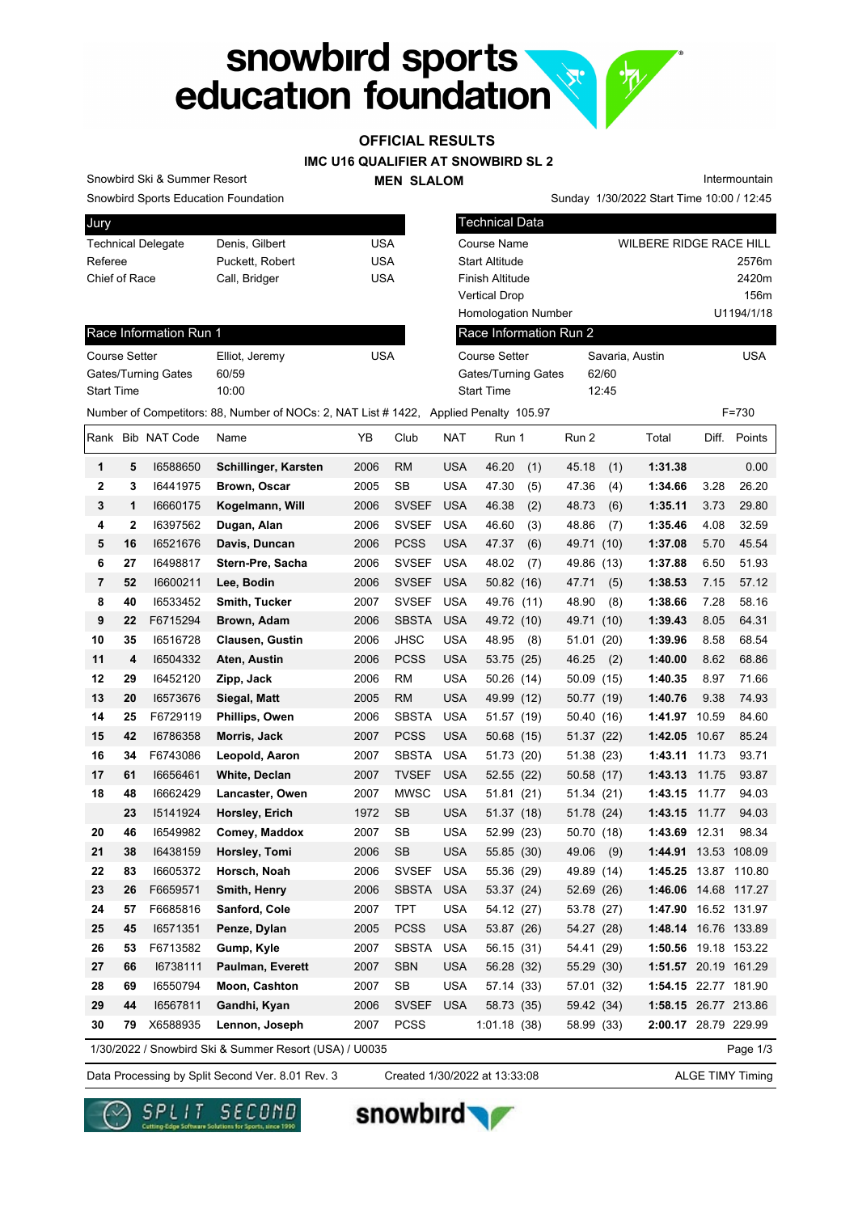# snowbird sports education foundation

## OFFICIAL RESULTS

### IMC U16 QUALIFIER AT SNOWBIRD SL 2

### MEN SLALOM

Snowbird Ski & Summer Resort — Intermountain

Snowbird Sports Education Foundation — Sunday 1/30/2022 Start Time 10:00 / 12:45

| Jury | | |
|---|---|---|
| Technical Delegate | Denis, Gilbert | USA |
| Referee | Puckett, Robert | USA |
| Chief of Race | Call, Bridger | USA |

| Technical Data | |
|---|---|
| Course Name | WILBERE RIDGE RACE HILL |
| Start Altitude | 2576m |
| Finish Altitude | 2420m |
| Vertical Drop | 156m |
| Homologation Number | U1194/1/18 |

| Race Information Run 1 | | |
|---|---|---|
| Course Setter | Elliot, Jeremy | USA |
| Gates/Turning Gates | 60/59 | |
| Start Time | 10:00 | |

| Race Information Run 2 | | |
|---|---|---|
| Course Setter | Savaria, Austin | USA |
| Gates/Turning Gates | 62/60 | |
| Start Time | 12:45 | |

Number of Competitors: 88, Number of NOCs: 2, NAT List # 1422, Applied Penalty 105.97 F=730

| Rank | Bib | NAT Code | Name | YB | Club | NAT | Run 1 | Run 2 | Total | Diff. | Points |
|---|---|---|---|---|---|---|---|---|---|---|---|
| 1 | 5 | I6588650 | **Schillinger, Karsten** | 2006 | RM | USA | 46.20 (1) | 45.18 (1) | **1:31.38** | | 0.00 |
| 2 | 3 | I6441975 | **Brown, Oscar** | 2005 | SB | USA | 47.30 (5) | 47.36 (4) | **1:34.66** | 3.28 | 26.20 |
| 3 | 1 | I6660175 | **Kogelmann, Will** | 2006 | SVSEF | USA | 46.38 (2) | 48.73 (6) | **1:35.11** | 3.73 | 29.80 |
| 4 | 2 | I6397562 | **Dugan, Alan** | 2006 | SVSEF | USA | 46.60 (3) | 48.86 (7) | **1:35.46** | 4.08 | 32.59 |
| 5 | 16 | I6521676 | **Davis, Duncan** | 2006 | PCSS | USA | 47.37 (6) | 49.71 (10) | **1:37.08** | 5.70 | 45.54 |
| 6 | 27 | I6498817 | **Stern-Pre, Sacha** | 2006 | SVSEF | USA | 48.02 (7) | 49.86 (13) | **1:37.88** | 6.50 | 51.93 |
| 7 | 52 | I6600211 | **Lee, Bodin** | 2006 | SVSEF | USA | 50.82 (16) | 47.71 (5) | **1:38.53** | 7.15 | 57.12 |
| 8 | 40 | I6533452 | **Smith, Tucker** | 2007 | SVSEF | USA | 49.76 (11) | 48.90 (8) | **1:38.66** | 7.28 | 58.16 |
| 9 | 22 | F6715294 | **Brown, Adam** | 2006 | SBSTA | USA | 49.72 (10) | 49.71 (10) | **1:39.43** | 8.05 | 64.31 |
| 10 | 35 | I6516728 | **Clausen, Gustin** | 2006 | JHSC | USA | 48.95 (8) | 51.01 (20) | **1:39.96** | 8.58 | 68.54 |
| 11 | 4 | I6504332 | **Aten, Austin** | 2006 | PCSS | USA | 53.75 (25) | 46.25 (2) | **1:40.00** | 8.62 | 68.86 |
| 12 | 29 | I6452120 | **Zipp, Jack** | 2006 | RM | USA | 50.26 (14) | 50.09 (15) | **1:40.35** | 8.97 | 71.66 |
| 13 | 20 | I6573676 | **Siegal, Matt** | 2005 | RM | USA | 49.99 (12) | 50.77 (19) | **1:40.76** | 9.38 | 74.93 |
| 14 | 25 | F6729119 | **Phillips, Owen** | 2006 | SBSTA | USA | 51.57 (19) | 50.40 (16) | **1:41.97** | 10.59 | 84.60 |
| 15 | 42 | I6786358 | **Morris, Jack** | 2007 | PCSS | USA | 50.68 (15) | 51.37 (22) | **1:42.05** | 10.67 | 85.24 |
| 16 | 34 | F6743086 | **Leopold, Aaron** | 2007 | SBSTA | USA | 51.73 (20) | 51.38 (23) | **1:43.11** | 11.73 | 93.71 |
| 17 | 61 | I6656461 | **White, Declan** | 2007 | TVSEF | USA | 52.55 (22) | 50.58 (17) | **1:43.13** | 11.75 | 93.87 |
| 18 | 48 | I6662429 | **Lancaster, Owen** | 2007 | MWSC | USA | 51.81 (21) | 51.34 (21) | **1:43.15** | 11.77 | 94.03 |
| | 23 | I5141924 | **Horsley, Erich** | 1972 | SB | USA | 51.37 (18) | 51.78 (24) | **1:43.15** | 11.77 | 94.03 |
| 20 | 46 | I6549982 | **Comey, Maddox** | 2007 | SB | USA | 52.99 (23) | 50.70 (18) | **1:43.69** | 12.31 | 98.34 |
| 21 | 38 | I6438159 | **Horsley, Tomi** | 2006 | SB | USA | 55.85 (30) | 49.06 (9) | **1:44.91** | 13.53 | 108.09 |
| 22 | 83 | I6605372 | **Horsch, Noah** | 2006 | SVSEF | USA | 55.36 (29) | 49.89 (14) | **1:45.25** | 13.87 | 110.80 |
| 23 | 26 | F6659571 | **Smith, Henry** | 2006 | SBSTA | USA | 53.37 (24) | 52.69 (26) | **1:46.06** | 14.68 | 117.27 |
| 24 | 57 | F6685816 | **Sanford, Cole** | 2007 | TPT | USA | 54.12 (27) | 53.78 (27) | **1:47.90** | 16.52 | 131.97 |
| 25 | 45 | I6571351 | **Penze, Dylan** | 2005 | PCSS | USA | 53.87 (26) | 54.27 (28) | **1:48.14** | 16.76 | 133.89 |
| 26 | 53 | F6713582 | **Gump, Kyle** | 2007 | SBSTA | USA | 56.15 (31) | 54.41 (29) | **1:50.56** | 19.18 | 153.22 |
| 27 | 66 | I6738111 | **Paulman, Everett** | 2007 | SBN | USA | 56.28 (32) | 55.29 (30) | **1:51.57** | 20.19 | 161.29 |
| 28 | 69 | I6550794 | **Moon, Cashton** | 2007 | SB | USA | 57.14 (33) | 57.01 (32) | **1:54.15** | 22.77 | 181.90 |
| 29 | 44 | I6567811 | **Gandhi, Kyan** | 2006 | SVSEF | USA | 58.73 (35) | 59.42 (34) | **1:58.15** | 26.77 | 213.86 |
| 30 | 79 | X6588935 | **Lennon, Joseph** | 2007 | PCSS | | 1:01.18 (38) | 58.99 (33) | **2:00.17** | 28.79 | 229.99 |

1/30/2022 / Snowbird Ski & Summer Resort (USA) / U0035

Data Processing by Split Second Ver. 8.01 Rev. 3 — Created 1/30/2022 at 13:33:08 — ALGE TIMY Timing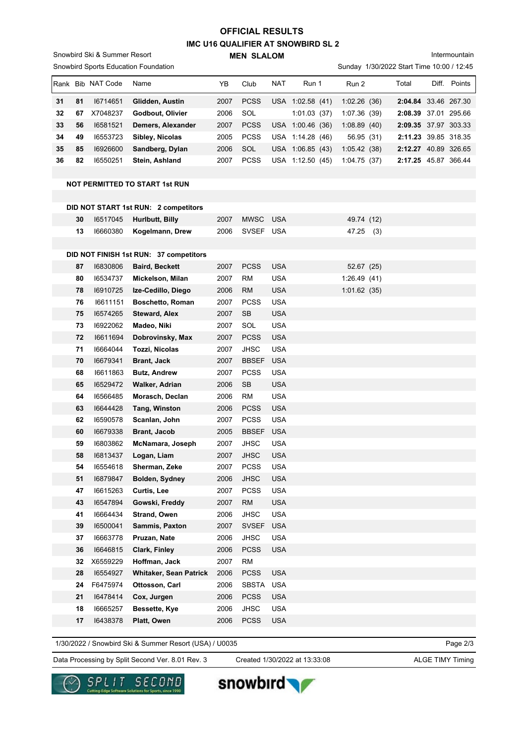# OFFICIAL RESULTS

## IMC U16 QUALIFIER AT SNOWBIRD SL 2

### MEN SLALOM

Snowbird Ski & Summer Resort
Snowbird Sports Education Foundation

Intermountain
Sunday 1/30/2022 Start Time 10:00 / 12:45

| Rank | Bib | NAT Code | Name | YB | Club | NAT | Run 1 | Run 2 | Total | Diff. | Points |
|---|---|---|---|---|---|---|---|---|---|---|---|
| 31 | 81 | I6714651 | **Glidden, Austin** | 2007 | PCSS | USA | 1:02.58 (41) | 1:02.26 (36) | **2:04.84** | 33.46 | 267.30 |
| 32 | 67 | X7048237 | **Godbout, Olivier** | 2006 | SOL | | 1:01.03 (37) | 1:07.36 (39) | **2:08.39** | 37.01 | 295.66 |
| 33 | 56 | I6581521 | **Demers, Alexander** | 2007 | PCSS | USA | 1:00.46 (36) | 1:08.89 (40) | **2:09.35** | 37.97 | 303.33 |
| 34 | 49 | I6553723 | **Sibley, Nicolas** | 2005 | PCSS | USA | 1:14.28 (46) | 56.95 (31) | **2:11.23** | 39.85 | 318.35 |
| 35 | 85 | I6926600 | **Sandberg, Dylan** | 2006 | SOL | USA | 1:06.85 (43) | 1:05.42 (38) | **2:12.27** | 40.89 | 326.65 |
| 36 | 82 | I6550251 | **Stein, Ashland** | 2007 | PCSS | USA | 1:12.50 (45) | 1:04.75 (37) | **2:17.25** | 45.87 | 366.44 |
| | | | | | | | | | | | |
| | | **NOT PERMITTED TO START 1st RUN** | | | | | | | | | |
| | | | | | | | | | | | |
| | | **DID NOT START 1st RUN: 2 competitors** | | | | | | | | | |
| | 30 | I6517045 | **Hurlbutt, Billy** | 2007 | MWSC | USA | | 49.74 (12) | | | |
| | 13 | I6660380 | **Kogelmann, Drew** | 2006 | SVSEF | USA | | 47.25 (3) | | | |
| | | | | | | | | | | | |
| | | **DID NOT FINISH 1st RUN: 37 competitors** | | | | | | | | | |
| | 87 | I6830806 | **Baird, Beckett** | 2007 | PCSS | USA | | 52.67 (25) | | | |
| | 80 | I6534737 | **Mickelson, Milan** | 2007 | RM | USA | | 1:26.49 (41) | | | |
| | 78 | I6910725 | **Ize-Cedillo, Diego** | 2006 | RM | USA | | 1:01.62 (35) | | | |
| | 76 | I6611151 | **Boschetto, Roman** | 2007 | PCSS | USA | | | | | |
| | 75 | I6574265 | **Steward, Alex** | 2007 | SB | USA | | | | | |
| | 73 | I6922062 | **Madeo, Niki** | 2007 | SOL | USA | | | | | |
| | 72 | I6611694 | **Dobrovinsky, Max** | 2007 | PCSS | USA | | | | | |
| | 71 | I6664044 | **Tozzi, Nicolas** | 2007 | JHSC | USA | | | | | |
| | 70 | I6679341 | **Brant, Jack** | 2007 | BBSEF | USA | | | | | |
| | 68 | I6611863 | **Butz, Andrew** | 2007 | PCSS | USA | | | | | |
| | 65 | I6529472 | **Walker, Adrian** | 2006 | SB | USA | | | | | |
| | 64 | I6566485 | **Morasch, Declan** | 2006 | RM | USA | | | | | |
| | 63 | I6644428 | **Tang, Winston** | 2006 | PCSS | USA | | | | | |
| | 62 | I6590578 | **Scanlan, John** | 2007 | PCSS | USA | | | | | |
| | 60 | I6679338 | **Brant, Jacob** | 2005 | BBSEF | USA | | | | | |
| | 59 | I6803862 | **McNamara, Joseph** | 2007 | JHSC | USA | | | | | |
| | 58 | I6813437 | **Logan, Liam** | 2007 | JHSC | USA | | | | | |
| | 54 | I6554618 | **Sherman, Zeke** | 2007 | PCSS | USA | | | | | |
| | 51 | I6879847 | **Bolden, Sydney** | 2006 | JHSC | USA | | | | | |
| | 47 | I6615263 | **Curtis, Lee** | 2007 | PCSS | USA | | | | | |
| | 43 | I6547894 | **Gowski, Freddy** | 2007 | RM | USA | | | | | |
| | 41 | I6664434 | **Strand, Owen** | 2006 | JHSC | USA | | | | | |
| | 39 | I6500041 | **Sammis, Paxton** | 2007 | SVSEF | USA | | | | | |
| | 37 | I6663778 | **Pruzan, Nate** | 2006 | JHSC | USA | | | | | |
| | 36 | I6646815 | **Clark, Finley** | 2006 | PCSS | USA | | | | | |
| | 32 | X6559229 | **Hoffman, Jack** | 2007 | RM | | | | | | |
| | 28 | I6554927 | **Whitaker, Sean Patrick** | 2006 | PCSS | USA | | | | | |
| | 24 | F6475974 | **Ottosson, Carl** | 2006 | SBSTA | USA | | | | | |
| | 21 | I6478414 | **Cox, Jurgen** | 2006 | PCSS | USA | | | | | |
| | 18 | I6665257 | **Bessette, Kye** | 2006 | JHSC | USA | | | | | |
| | 17 | I6438378 | **Platt, Owen** | 2006 | PCSS | USA | | | | | |

1/30/2022 / Snowbird Ski & Summer Resort (USA) / U0035

Data Processing by Split Second Ver. 8.01 Rev. 3 — Created 1/30/2022 at 13:33:08 — ALGE TIMY Timing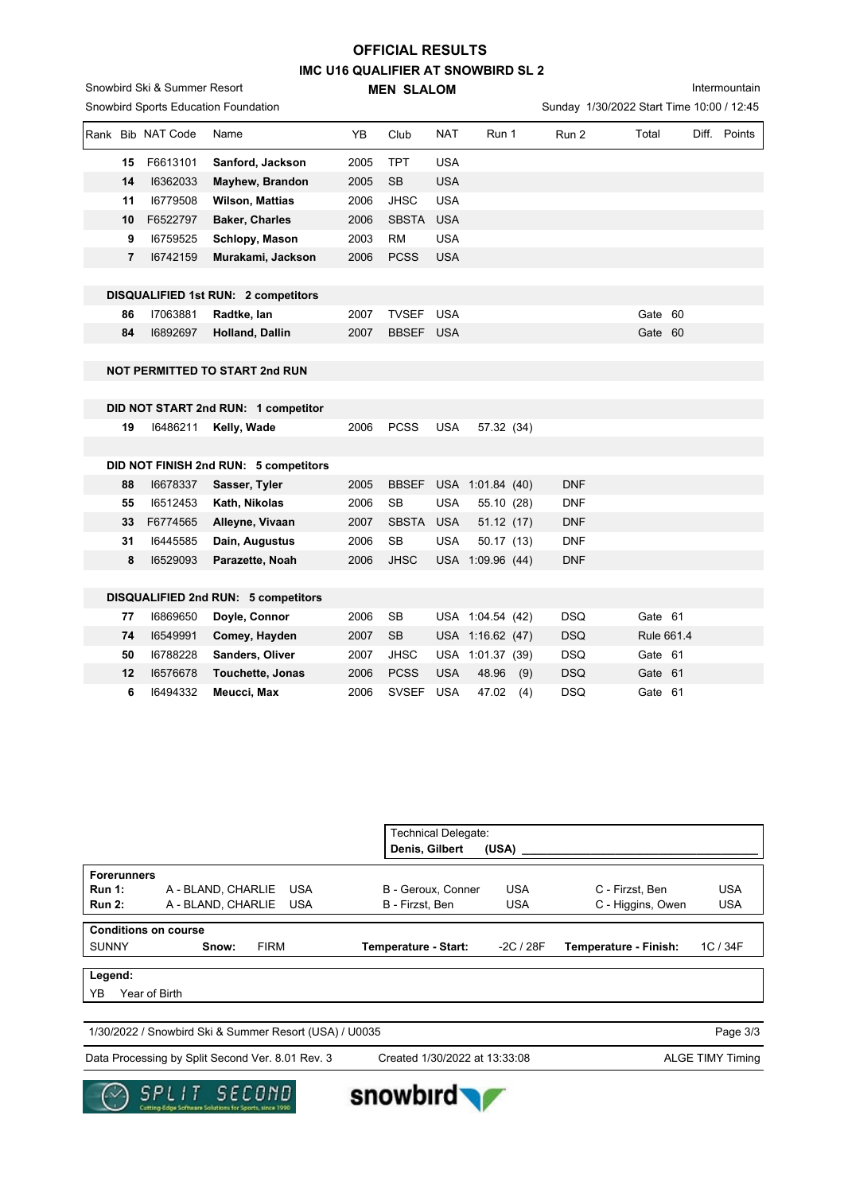# OFFICIAL RESULTS

## IMC U16 QUALIFIER AT SNOWBIRD SL 2

### MEN SLALOM

Snowbird Ski & Summer Resort
Snowbird Sports Education Foundation

Intermountain
Sunday 1/30/2022 Start Time 10:00 / 12:45

| Rank | Bib | NAT Code | Name | YB | Club | NAT | Run 1 | Run 2 | Total | Diff. | Points |
|---|---|---|---|---|---|---|---|---|---|---|---|
| | 15 | F6613101 | **Sanford, Jackson** | 2005 | TPT | USA | | | | | |
| | 14 | I6362033 | **Mayhew, Brandon** | 2005 | SB | USA | | | | | |
| | 11 | I6779508 | **Wilson, Mattias** | 2006 | JHSC | USA | | | | | |
| | 10 | F6522797 | **Baker, Charles** | 2006 | SBSTA | USA | | | | | |
| | 9 | I6759525 | **Schlopy, Mason** | 2003 | RM | USA | | | | | |
| | 7 | I6742159 | **Murakami, Jackson** | 2006 | PCSS | USA | | | | | |
| | **DISQUALIFIED 1st RUN: 2 competitors** | | | | | | | | | | |
| | 86 | I7063881 | **Radtke, Ian** | 2007 | TVSEF | USA | | | Gate 60 | | |
| | 84 | I6892697 | **Holland, Dallin** | 2007 | BBSEF | USA | | | Gate 60 | | |
| | **NOT PERMITTED TO START 2nd RUN** | | | | | | | | | | |
| | **DID NOT START 2nd RUN: 1 competitor** | | | | | | | | | | |
| | 19 | I6486211 | **Kelly, Wade** | 2006 | PCSS | USA | 57.32 (34) | | | | |
| | **DID NOT FINISH 2nd RUN: 5 competitors** | | | | | | | | | | |
| | 88 | I6678337 | **Sasser, Tyler** | 2005 | BBSEF | USA | 1:01.84 (40) | DNF | | | |
| | 55 | I6512453 | **Kath, Nikolas** | 2006 | SB | USA | 55.10 (28) | DNF | | | |
| | 33 | F6774565 | **Alleyne, Vivaan** | 2007 | SBSTA | USA | 51.12 (17) | DNF | | | |
| | 31 | I6445585 | **Dain, Augustus** | 2006 | SB | USA | 50.17 (13) | DNF | | | |
| | 8 | I6529093 | **Parazette, Noah** | 2006 | JHSC | USA | 1:09.96 (44) | DNF | | | |
| | **DISQUALIFIED 2nd RUN: 5 competitors** | | | | | | | | | | |
| | 77 | I6869650 | **Doyle, Connor** | 2006 | SB | USA | 1:04.54 (42) | DSQ | Gate 61 | | |
| | 74 | I6549991 | **Comey, Hayden** | 2007 | SB | USA | 1:16.62 (47) | DSQ | Rule 661.4 | | |
| | 50 | I6788228 | **Sanders, Oliver** | 2007 | JHSC | USA | 1:01.37 (39) | DSQ | Gate 61 | | |
| | 12 | I6576678 | **Touchette, Jonas** | 2006 | PCSS | USA | 48.96 (9) | DSQ | Gate 61 | | |
| | 6 | I6494332 | **Meucci, Max** | 2006 | SVSEF | USA | 47.02 (4) | DSQ | Gate 61 | | |

Technical Delegate:
**Denis, Gilbert** (USA)

**Forerunners**

| | | | | | | |
|---|---|---|---|---|---|---|
| **Run 1:** | A - BLAND, CHARLIE | USA | B - Geroux, Conner | USA | C - Firzst, Ben | USA |
| **Run 2:** | A - BLAND, CHARLIE | USA | B - Firzst, Ben | USA | C - Higgins, Owen | USA |

**Conditions on course**

SUNNY — **Snow:** FIRM — **Temperature - Start:** -2C / 28F — **Temperature - Finish:** 1C / 34F

**Legend:**
YB Year of Birth

1/30/2022 / Snowbird Ski & Summer Resort (USA) / U0035

Data Processing by Split Second Ver. 8.01 Rev. 3 — Created 1/30/2022 at 13:33:08 — ALGE TIMY Timing